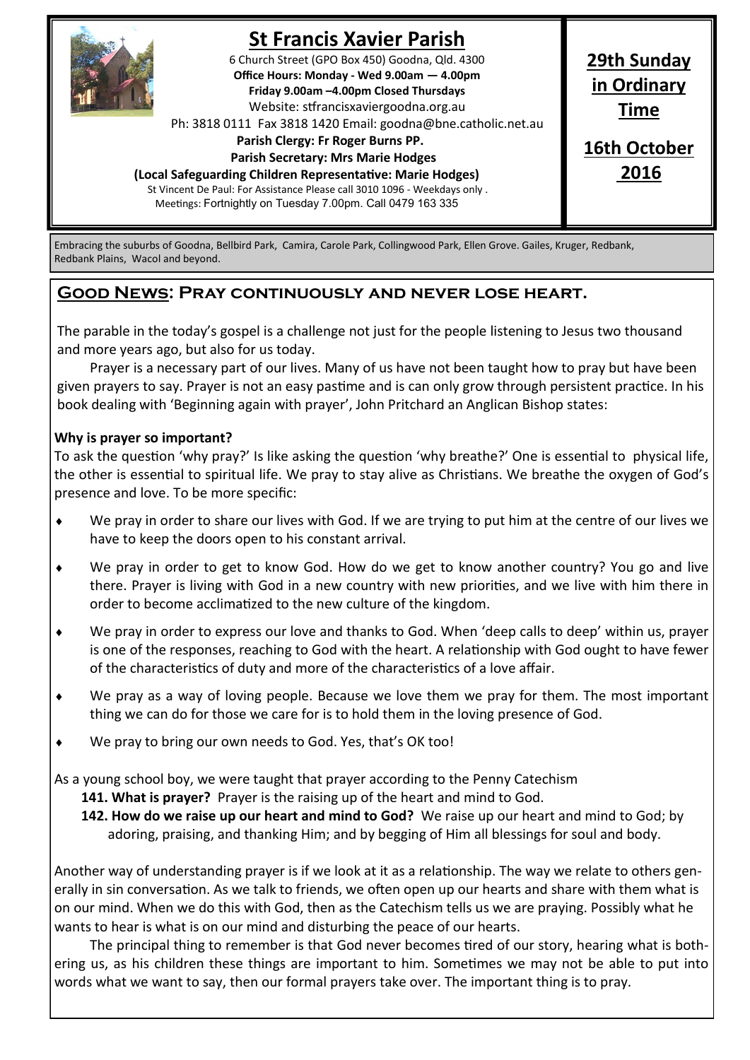# St Francis Xavier Parish

6 Church Street (GPO Box 450) Goodna, Qld. 4300

**Office Hours: Monday - Wed 9.00am — 4.00pm**

**Friday 9.00am –4.00pm Closed Thursdays**

Website: stfrancisxaviergoodna.org.au

Ph: 3818 0111 Fax 3818 1420 Email: goodna@bne.catholic.net.au

**Parish Clergy: Fr Roger Burns PP.**

**Parish Secretary: Mrs Marie Hodges**

**(Local Safeguarding Children Representative: Marie Hodges)**

St Vincent De Paul: For Assistance Please call 3010 1096 - Weekdays only .

Meetings: Fortnightly on Tuesday 7.00pm. Call 0479 163 335

**29th Sunday in Ordinary Time**

**16th October 2016**

Embracing the suburbs of Goodna, Bellbird Park, Camira, Carole Park, Collingwood Park, Ellen Grove. Gailes, Kruger, Redbank, Redbank Plains, Wacol and beyond.

## Good News: Pray continuously and never lose heart.

The parable in the today's gospel is a challenge not just for the people listening to Jesus two thousand and more years ago, but also for us today.

Prayer is a necessary part of our lives. Many of us have not been taught how to pray but have been given prayers to say. Prayer is not an easy pastime and is can only grow through persistent practice. In his book dealing with 'Beginning again with prayer', John Pritchard an Anglican Bishop states:

**Why is prayer so important?**

To ask the question 'why pray?' Is like asking the question 'why breathe?' One is essential to physical life, the other is essential to spiritual life. We pray to stay alive as Christians. We breathe the oxygen of God's presence and love. To be more specific:

- We pray in order to share our lives with God. If we are trying to put him at the centre of our lives we have to keep the doors open to his constant arrival.
- We pray in order to get to know God. How do we get to know another country? You go and live there. Prayer is living with God in a new country with new priorities, and we live with him there in order to become acclimatized to the new culture of the kingdom.
- We pray in order to express our love and thanks to God. When 'deep calls to deep' within us, prayer is one of the responses, reaching to God with the heart. A relationship with God ought to have fewer of the characteristics of duty and more of the characteristics of a love affair.
- We pray as a way of loving people. Because we love them we pray for them. The most important thing we can do for those we care for is to hold them in the loving presence of God.
- We pray to bring our own needs to God. Yes, that's OK too!

As a young school boy, we were taught that prayer according to the Penny Catechism

**141. What is prayer?** Prayer is the raising up of the heart and mind to God.

**142. How do we raise up our heart and mind to God?** We raise up our heart and mind to God; by adoring, praising, and thanking Him; and by begging of Him all blessings for soul and body.

Another way of understanding prayer is if we look at it as a relationship. The way we relate to others generally in sin conversation. As we talk to friends, we often open up our hearts and share with them what is on our mind. When we do this with God, then as the Catechism tells us we are praying. Possibly what he wants to hear is what is on our mind and disturbing the peace of our hearts.

The principal thing to remember is that God never becomes tired of our story, hearing what is bothering us, as his children these things are important to him. Sometimes we may not be able to put into words what we want to say, then our formal prayers take over. The important thing is to pray.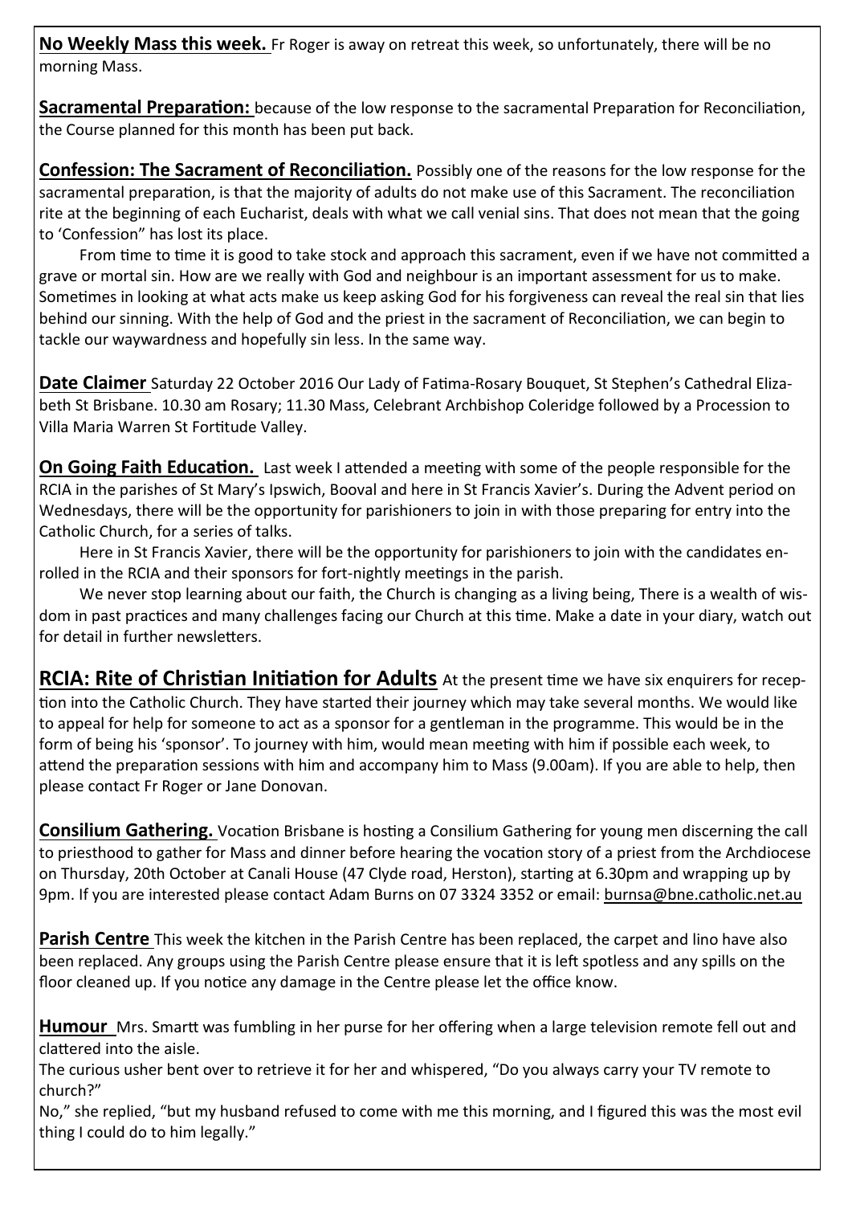**No Weekly Mass this week.** Fr Roger is away on retreat this week, so unfortunately, there will be no morning Mass.

**Sacramental Preparation:** because of the low response to the sacramental Preparation for Reconciliation, the Course planned for this month has been put back.

**Confession: The Sacrament of Reconciliation.** Possibly one of the reasons for the low response for the sacramental preparation, is that the majority of adults do not make use of this Sacrament. The reconciliation rite at the beginning of each Eucharist, deals with what we call venial sins. That does not mean that the going to 'Confession" has lost its place.

From time to time it is good to take stock and approach this sacrament, even if we have not committed a grave or mortal sin. How are we really with God and neighbour is an important assessment for us to make. Sometimes in looking at what acts make us keep asking God for his forgiveness can reveal the real sin that lies behind our sinning. With the help of God and the priest in the sacrament of Reconciliation, we can begin to tackle our waywardness and hopefully sin less. In the same way.

**Date Claimer** Saturday 22 October 2016 Our Lady of Fatima-Rosary Bouquet, St Stephen's Cathedral Elizabeth St Brisbane. 10.30 am Rosary; 11.30 Mass, Celebrant Archbishop Coleridge followed by a Procession to Villa Maria Warren St Fortitude Valley.

**On Going Faith Education.** Last week I attended a meeting with some of the people responsible for the RCIA in the parishes of St Mary's Ipswich, Booval and here in St Francis Xavier's. During the Advent period on Wednesdays, there will be the opportunity for parishioners to join in with those preparing for entry into the Catholic Church, for a series of talks.

Here in St Francis Xavier, there will be the opportunity for parishioners to join with the candidates enrolled in the RCIA and their sponsors for fort-nightly meetings in the parish.

We never stop learning about our faith, the Church is changing as a living being, There is a wealth of wisdom in past practices and many challenges facing our Church at this time. Make a date in your diary, watch out for detail in further newsletters.

**RCIA: Rite of Christian Initiation for Adults** At the present time we have six enquirers for reception into the Catholic Church. They have started their journey which may take several months. We would like to appeal for help for someone to act as a sponsor for a gentleman in the programme. This would be in the form of being his 'sponsor'. To journey with him, would mean meeting with him if possible each week, to attend the preparation sessions with him and accompany him to Mass (9.00am). If you are able to help, then please contact Fr Roger or Jane Donovan.

**Consilium Gathering.** Vocation Brisbane is hosting a Consilium Gathering for young men discerning the call to priesthood to gather for Mass and dinner before hearing the vocation story of a priest from the Archdiocese on Thursday, 20th October at Canali House (47 Clyde road, Herston), starting at 6.30pm and wrapping up by 9pm. If you are interested please contact Adam Burns on 07 3324 3352 or email: burnsa@bne.catholic.net.au

**Parish Centre** This week the kitchen in the Parish Centre has been replaced, the carpet and lino have also been replaced. Any groups using the Parish Centre please ensure that it is left spotless and any spills on the floor cleaned up. If you notice any damage in the Centre please let the office know.

**Humour** Mrs. Smartt was fumbling in her purse for her offering when a large television remote fell out and clattered into the aisle.

The curious usher bent over to retrieve it for her and whispered, "Do you always carry your TV remote to church?"

No," she replied, "but my husband refused to come with me this morning, and I figured this was the most evil thing I could do to him legally."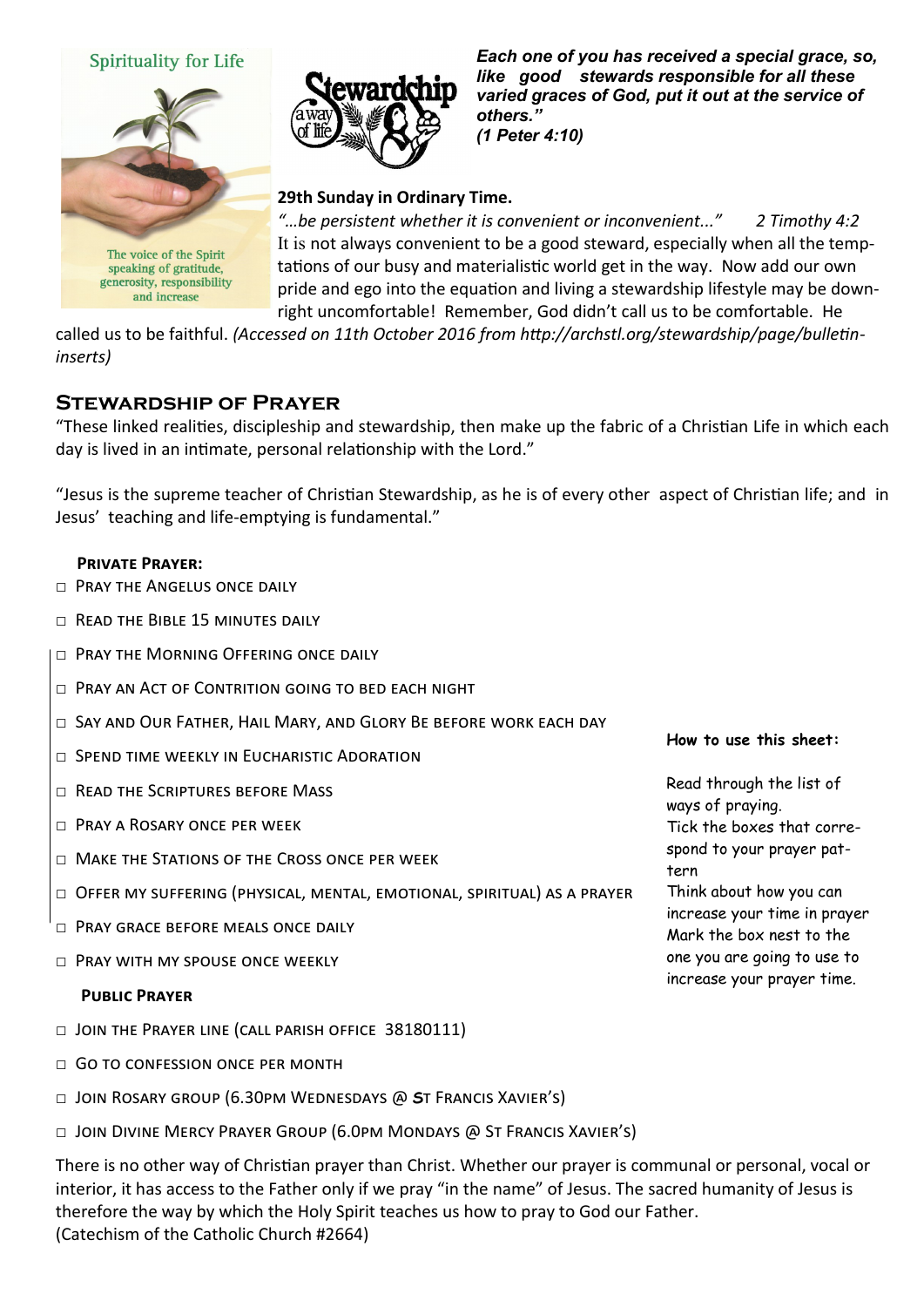Spirituality for Life

The voice of the Spirit speaking of gratitude, generosity, responsibility and increase

Stewardship a way of life

***Each one of you has received a special grace, so, like good stewards responsible for all these varied graces of God, put it out at the service of others."***
***(1 Peter 4:10)***

**29th Sunday in Ordinary Time.**

*"…be persistent whether it is convenient or inconvenient..."* *2 Timothy 4:2*
It is not always convenient to be a good steward, especially when all the temptations of our busy and materialistic world get in the way. Now add our own pride and ego into the equation and living a stewardship lifestyle may be downright uncomfortable! Remember, God didn't call us to be comfortable. He called us to be faithful. *(Accessed on 11th October 2016 from http://archstl.org/stewardship/page/bulletin-inserts)*

## Stewardship of Prayer

"These linked realities, discipleship and stewardship, then make up the fabric of a Christian Life in which each day is lived in an intimate, personal relationship with the Lord."

"Jesus is the supreme teacher of Christian Stewardship, as he is of every other aspect of Christian life; and in Jesus' teaching and life-emptying is fundamental."

### Private Prayer:

- □ Pray the Angelus once daily
- □ Read the Bible 15 minutes daily
- □ Pray the Morning Offering once daily
- □ Pray an Act of Contrition going to bed each night
- □ Say and Our Father, Hail Mary, and Glory Be before work each day
- □ Spend time weekly in Eucharistic Adoration
- □ Read the Scriptures before Mass
- □ Pray a Rosary once per week
- □ Make the Stations of the Cross once per week
- □ Offer my suffering (physical, mental, emotional, spiritual) as a prayer
- □ Pray grace before meals once daily
- □ Pray with my spouse once weekly

### Public Prayer

- □ Join the Prayer line (call parish office 38180111)
- □ Go to confession once per month
- □ Join Rosary group (6.30pm Wednesdays @ St Francis Xavier's)
- □ Join Divine Mercy Prayer Group (6.0pm Mondays @ St Francis Xavier's)

**How to use this sheet:**

Read through the list of ways of praying.
Tick the boxes that correspond to your prayer pattern
Think about how you can increase your time in prayer
Mark the box nest to the one you are going to use to increase your prayer time.

There is no other way of Christian prayer than Christ. Whether our prayer is communal or personal, vocal or interior, it has access to the Father only if we pray "in the name" of Jesus. The sacred humanity of Jesus is therefore the way by which the Holy Spirit teaches us how to pray to God our Father.
(Catechism of the Catholic Church #2664)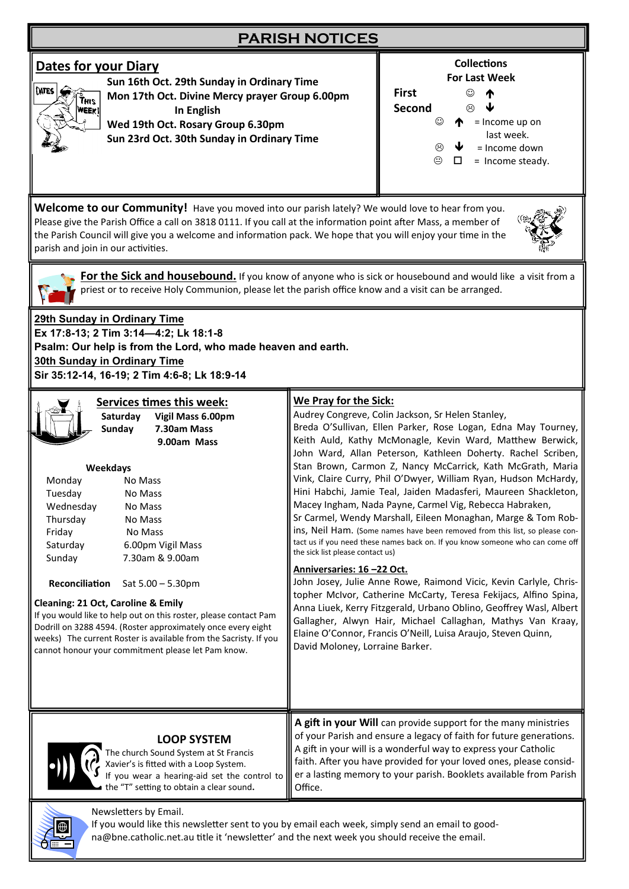# PARISH NOTICES

## Dates for your Diary

**Sun 16th Oct. 29th Sunday in Ordinary Time**
**Mon 17th Oct. Divine Mercy prayer Group 6.00pm In English**
**Wed 19th Oct. Rosary Group 6.30pm**
**Sun 23rd Oct. 30th Sunday in Ordinary Time**

## Collections For Last Week

| | |
|---|---|
| **First** | ☺ ↑ |
| **Second** | ☹ ↓ |

☺ ↑ = Income up on last week.
☹ ↓ = Income down
😐 ☐ = Income steady.

**Welcome to our Community!** Have you moved into our parish lately? We would love to hear from you. Please give the Parish Office a call on 3818 0111. If you call at the information point after Mass, a member of the Parish Council will give you a welcome and information pack. We hope that you will enjoy your time in the parish and join in our activities.

**For the Sick and housebound.** If you know of anyone who is sick or housebound and would like a visit from a priest or to receive Holy Communion, please let the parish office know and a visit can be arranged.

**29th Sunday in Ordinary Time**
**Ex 17:8-13; 2 Tim 3:14—4:2; Lk 18:1-8**
**Psalm: Our help is from the Lord, who made heaven and earth.**
**30th Sunday in Ordinary Time**
**Sir 35:12-14, 16-19; 2 Tim 4:6-8; Lk 18:9-14**

## Services times this week:

**Saturday** **Vigil Mass 6.00pm**
**Sunday** **7.30am Mass**
**9.00am Mass**

**Weekdays**

| | |
|---|---|
| Monday | No Mass |
| Tuesday | No Mass |
| Wednesday | No Mass |
| Thursday | No Mass |
| Friday | No Mass |
| Saturday | 6.00pm Vigil Mass |
| Sunday | 7.30am & 9.00am |

**Reconciliation** Sat 5.00 – 5.30pm

**Cleaning: 21 Oct, Caroline & Emily**
If you would like to help out on this roster, please contact Pam Dodrill on 3288 4594. (Roster approximately once every eight weeks) The current Roster is available from the Sacristy. If you cannot honour your commitment please let Pam know.

## We Pray for the Sick:

Audrey Congreve, Colin Jackson, Sr Helen Stanley, Breda O'Sullivan, Ellen Parker, Rose Logan, Edna May Tourney, Keith Auld, Kathy McMonagle, Kevin Ward, Matthew Berwick, John Ward, Allan Peterson, Kathleen Doherty. Rachel Scriben, Stan Brown, Carmon Z, Nancy McCarrick, Kath McGrath, Maria Vink, Claire Curry, Phil O'Dwyer, William Ryan, Hudson McHardy, Hini Habchi, Jamie Teal, Jaiden Madasferi, Maureen Shackleton, Macey Ingham, Nada Payne, Carmel Vig, Rebecca Habraken, Sr Carmel, Wendy Marshall, Eileen Monaghan, Marge & Tom Robins, Neil Ham. (Some names have been removed from this list, so please contact us if you need these names back on. If you know someone who can come off the sick list please contact us)

**Anniversaries: 16 –22 Oct.**
John Josey, Julie Anne Rowe, Raimond Vicic, Kevin Carlyle, Christopher McIvor, Catherine McCarty, Teresa Fekijacs, Alfino Spina, Anna Liuek, Kerry Fitzgerald, Urbano Oblino, Geoffrey Wasl, Albert Gallagher, Alwyn Hair, Michael Callaghan, Mathys Van Kraay, Elaine O'Connor, Francis O'Neill, Luisa Araujo, Steven Quinn, David Moloney, Lorraine Barker.

## LOOP SYSTEM

The church Sound System at St Francis Xavier's is fitted with a Loop System. If you wear a hearing-aid set the control to the "T" setting to obtain a clear sound.

**A gift in your Will** can provide support for the many ministries of your Parish and ensure a legacy of faith for future generations. A gift in your will is a wonderful way to express your Catholic faith. After you have provided for your loved ones, please consider a lasting memory to your parish. Booklets available from Parish Office.

Newsletters by Email.
If you would like this newsletter sent to you by email each week, simply send an email to goodna@bne.catholic.net.au title it 'newsletter' and the next week you should receive the email.